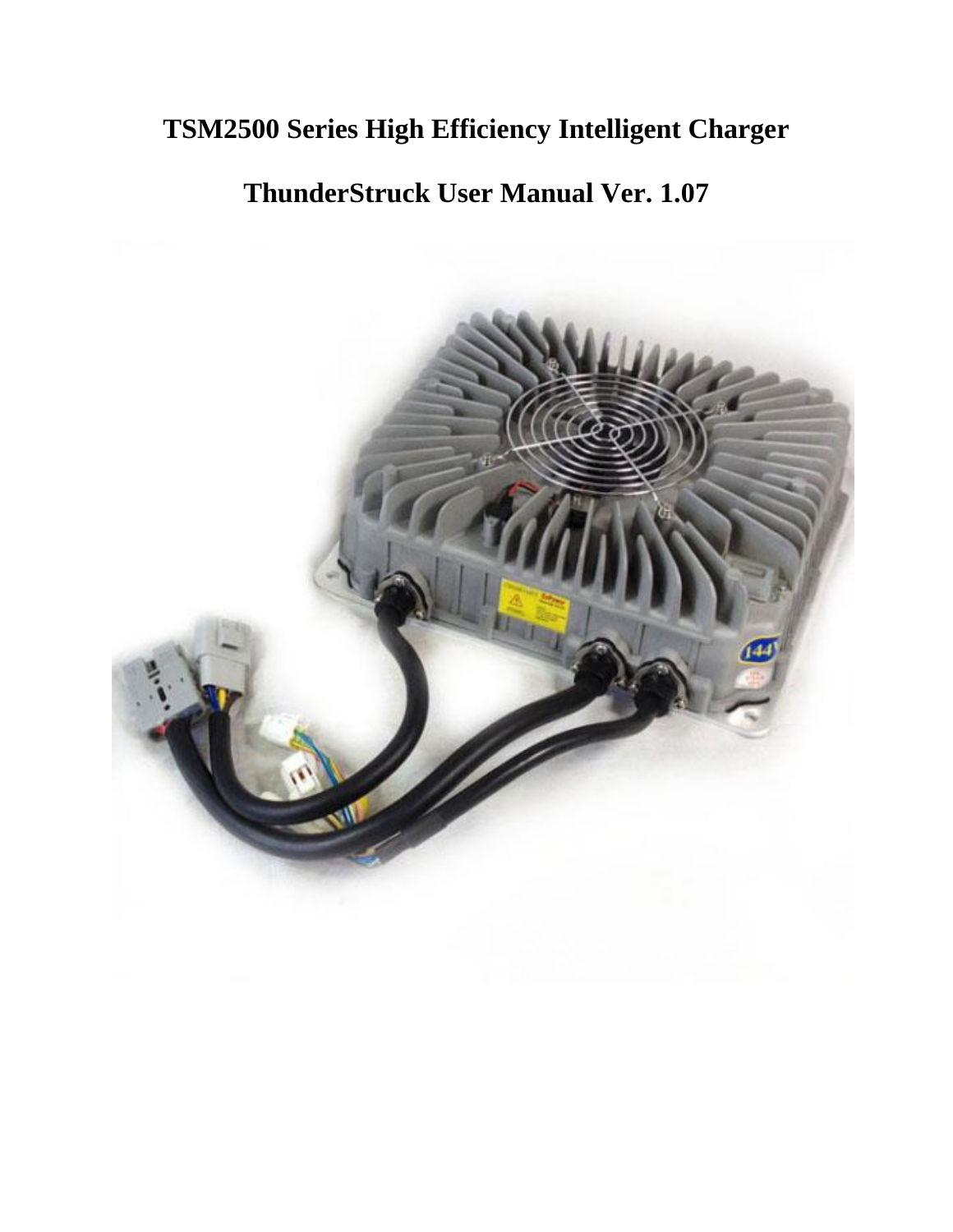# TSM2500 Series High Efficiency Intelligent Charger

## ThunderStruck User Manual Ver. 1.07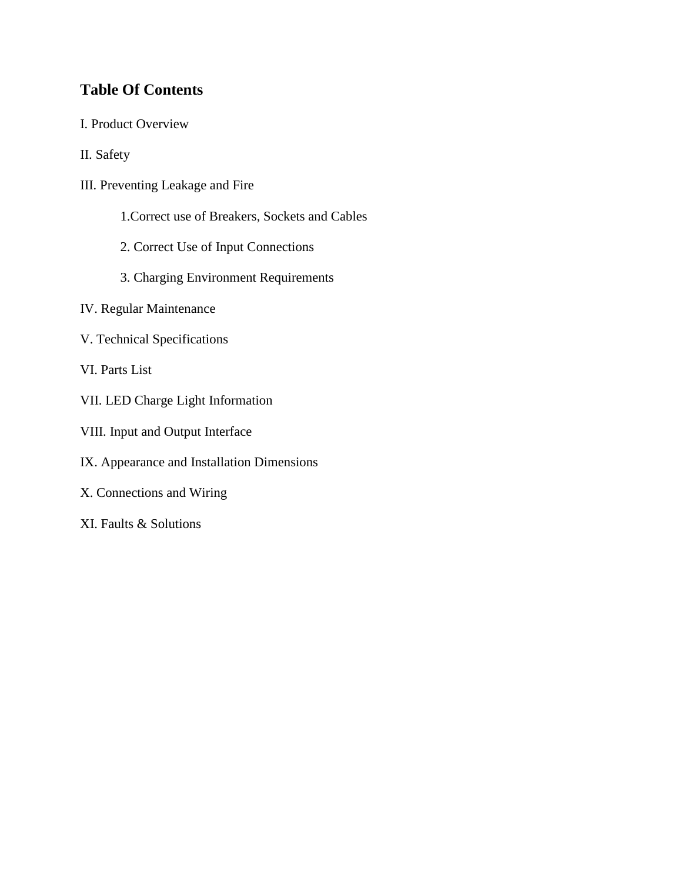# Table Of Contents

I. Product Overview

II. Safety

III. Preventing Leakage and Fire

- 1.Correct use of Breakers, Sockets and Cables
- 2. Correct Use of Input Connections
- 3. Charging Environment Requirements

IV. Regular Maintenance

V. Technical Specifications

VI. Parts List

VII. LED Charge Light Information

VIII. Input and Output Interface

IX. Appearance and Installation Dimensions

X. Connections and Wiring

XI. Faults & Solutions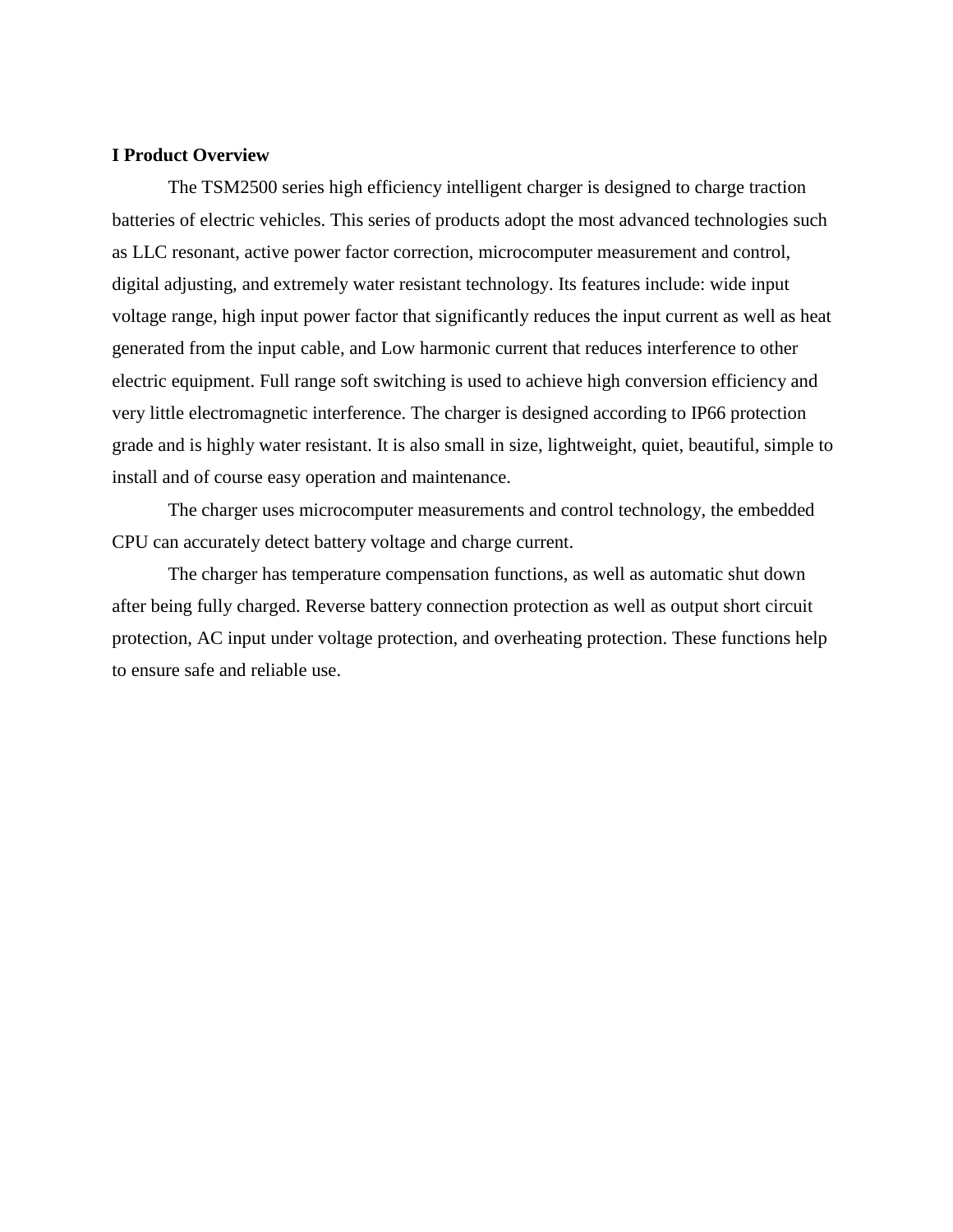## I Product Overview

The TSM2500 series high efficiency intelligent charger is designed to charge traction batteries of electric vehicles. This series of products adopt the most advanced technologies such as LLC resonant, active power factor correction, microcomputer measurement and control, digital adjusting, and extremely water resistant technology. Its features include: wide input voltage range, high input power factor that significantly reduces the input current as well as heat generated from the input cable, and Low harmonic current that reduces interference to other electric equipment. Full range soft switching is used to achieve high conversion efficiency and very little electromagnetic interference. The charger is designed according to IP66 protection grade and is highly water resistant. It is also small in size, lightweight, quiet, beautiful, simple to install and of course easy operation and maintenance.

The charger uses microcomputer measurements and control technology, the embedded CPU can accurately detect battery voltage and charge current.

The charger has temperature compensation functions, as well as automatic shut down after being fully charged. Reverse battery connection protection as well as output short circuit protection, AC input under voltage protection, and overheating protection. These functions help to ensure safe and reliable use.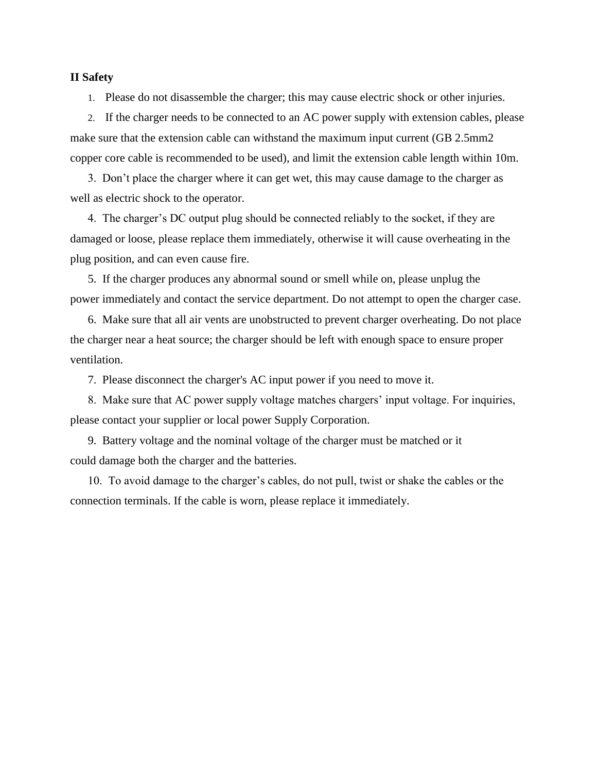**II Safety**

1. Please do not disassemble the charger; this may cause electric shock or other injuries.
2. If the charger needs to be connected to an AC power supply with extension cables, please make sure that the extension cable can withstand the maximum input current (GB 2.5mm2 copper core cable is recommended to be used), and limit the extension cable length within 10m.
3. Don't place the charger where it can get wet, this may cause damage to the charger as well as electric shock to the operator.
4. The charger's DC output plug should be connected reliably to the socket, if they are damaged or loose, please replace them immediately, otherwise it will cause overheating in the plug position, and can even cause fire.
5. If the charger produces any abnormal sound or smell while on, please unplug the power immediately and contact the service department. Do not attempt to open the charger case.
6. Make sure that all air vents are unobstructed to prevent charger overheating. Do not place the charger near a heat source; the charger should be left with enough space to ensure proper ventilation.
7. Please disconnect the charger's AC input power if you need to move it.
8. Make sure that AC power supply voltage matches chargers' input voltage. For inquiries, please contact your supplier or local power Supply Corporation.
9. Battery voltage and the nominal voltage of the charger must be matched or it could damage both the charger and the batteries.
10. To avoid damage to the charger's cables, do not pull, twist or shake the cables or the connection terminals. If the cable is worn, please replace it immediately.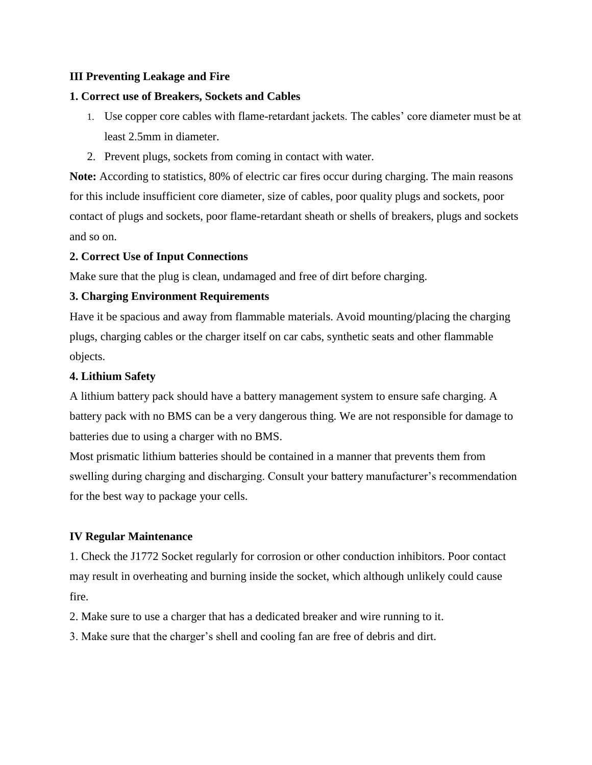## III Preventing Leakage and Fire

### 1. Correct use of Breakers, Sockets and Cables

1. Use copper core cables with flame-retardant jackets. The cables' core diameter must be at least 2.5mm in diameter.
2. Prevent plugs, sockets from coming in contact with water.

**Note:** According to statistics, 80% of electric car fires occur during charging. The main reasons for this include insufficient core diameter, size of cables, poor quality plugs and sockets, poor contact of plugs and sockets, poor flame-retardant sheath or shells of breakers, plugs and sockets and so on.

### 2. Correct Use of Input Connections

Make sure that the plug is clean, undamaged and free of dirt before charging.

### 3. Charging Environment Requirements

Have it be spacious and away from flammable materials. Avoid mounting/placing the charging plugs, charging cables or the charger itself on car cabs, synthetic seats and other flammable objects.

### 4. Lithium Safety

A lithium battery pack should have a battery management system to ensure safe charging. A battery pack with no BMS can be a very dangerous thing. We are not responsible for damage to batteries due to using a charger with no BMS.

Most prismatic lithium batteries should be contained in a manner that prevents them from swelling during charging and discharging. Consult your battery manufacturer's recommendation for the best way to package your cells.

## IV Regular Maintenance

1. Check the J1772 Socket regularly for corrosion or other conduction inhibitors. Poor contact may result in overheating and burning inside the socket, which although unlikely could cause fire.
2. Make sure to use a charger that has a dedicated breaker and wire running to it.
3. Make sure that the charger's shell and cooling fan are free of debris and dirt.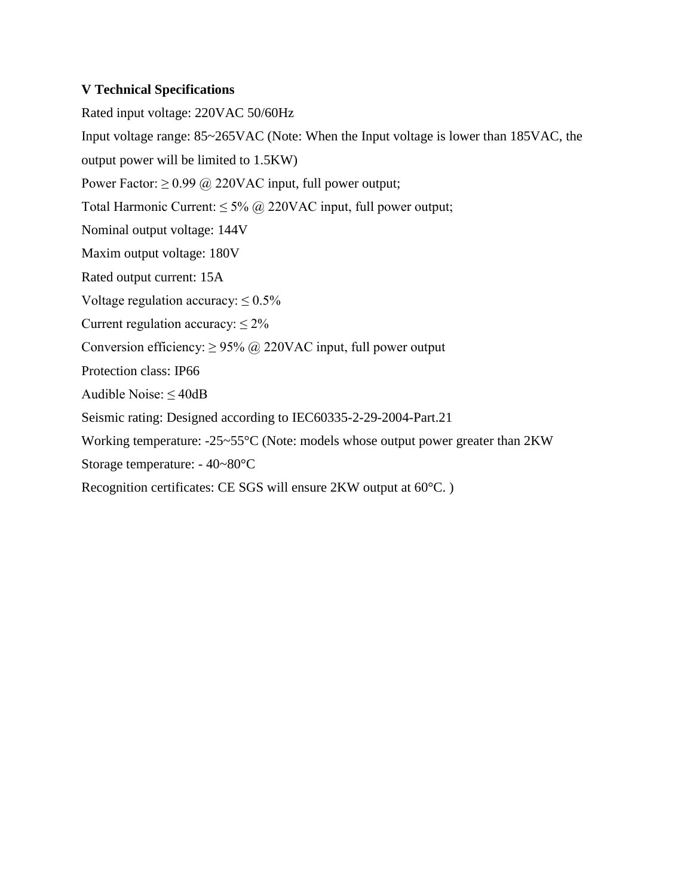**V Technical Specifications**

Rated input voltage: 220VAC 50/60Hz

Input voltage range: 85~265VAC (Note: When the Input voltage is lower than 185VAC, the output power will be limited to 1.5KW)

Power Factor: ≥ 0.99 @ 220VAC input, full power output;

Total Harmonic Current: ≤ 5% @ 220VAC input, full power output;

Nominal output voltage: 144V

Maxim output voltage: 180V

Rated output current: 15A

Voltage regulation accuracy: ≤ 0.5%

Current regulation accuracy: ≤ 2%

Conversion efficiency: ≥ 95% @ 220VAC input, full power output

Protection class: IP66

Audible Noise: ≤ 40dB

Seismic rating: Designed according to IEC60335-2-29-2004-Part.21

Working temperature: -25~55°C (Note: models whose output power greater than 2KW

Storage temperature: - 40~80°C

Recognition certificates: CE SGS will ensure 2KW output at 60°C. )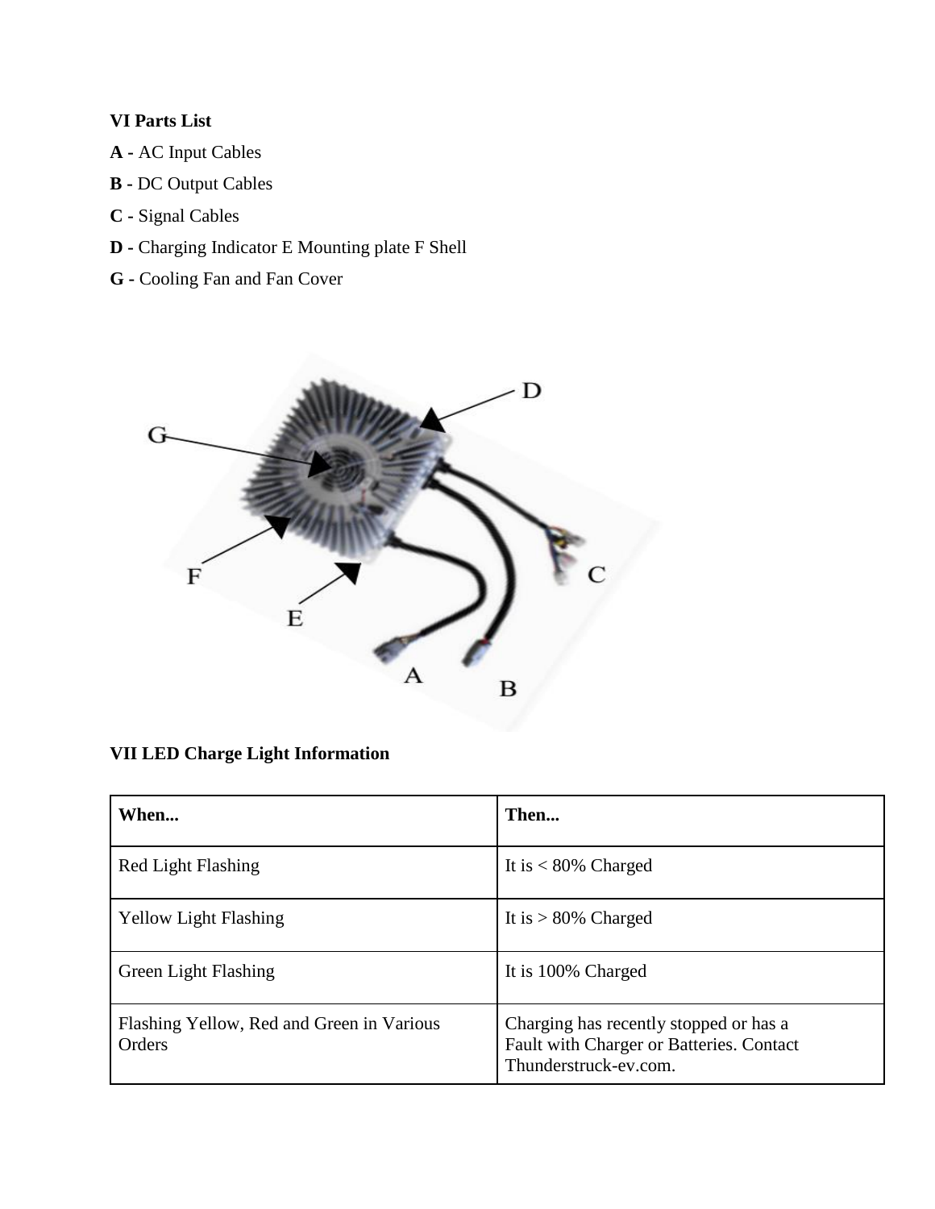**VI Parts List**

**A -** AC Input Cables

**B -** DC Output Cables

**C -** Signal Cables

**D -** Charging Indicator E Mounting plate F Shell

**G -** Cooling Fan and Fan Cover

**VII LED Charge Light Information**

| **When...** | **Then...** |
|---|---|
| Red Light Flashing | It is < 80% Charged |
| Yellow Light Flashing | It is > 80% Charged |
| Green Light Flashing | It is 100% Charged |
| Flashing Yellow, Red and Green in Various Orders | Charging has recently stopped or has a Fault with Charger or Batteries. Contact Thunderstruck-ev.com. |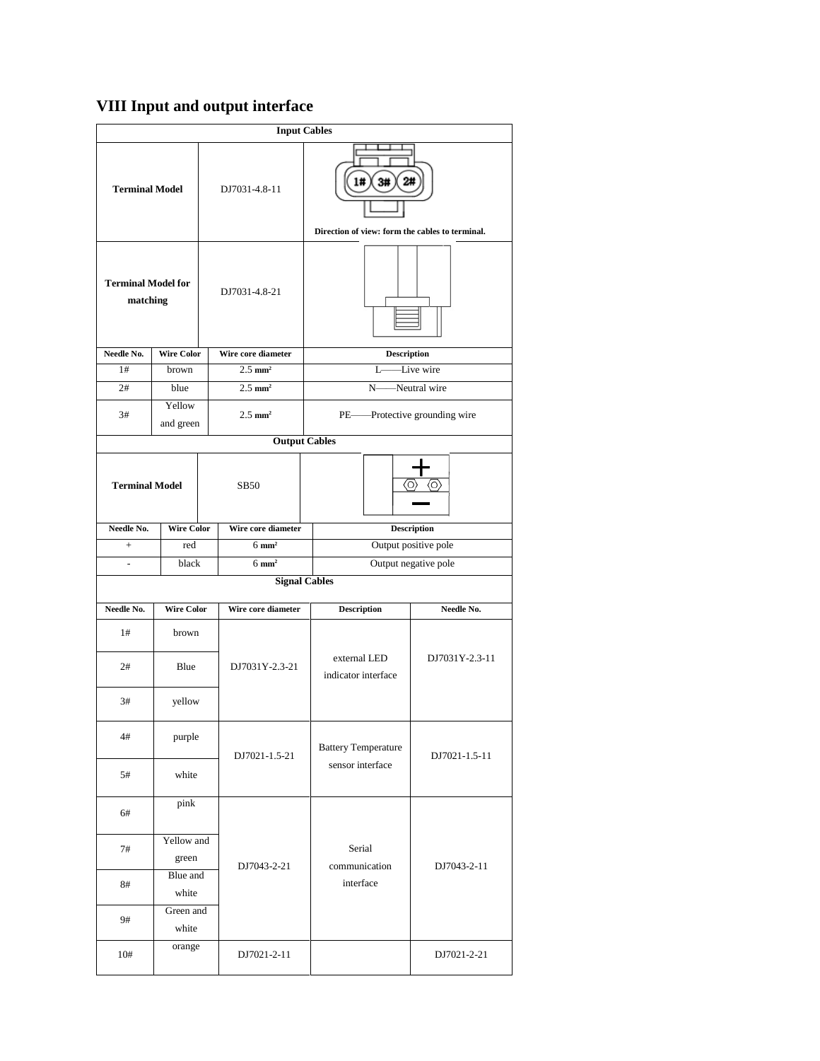## VIII Input and output interface

| **Input Cables** | | | |
|---|---|---|---|
| **Terminal Model** | | DJ7031-4.8-11 | **Direction of view: form the cables to terminal.** |
| **Terminal Model for matching** | | DJ7031-4.8-21 | |
| **Needle No.** | **Wire Color** | **Wire core diameter** | **Description** |
| 1# | brown | 2.5 mm² | L——Live wire |
| 2# | blue | 2.5 mm² | N——Neutral wire |
| 3# | Yellow and green | 2.5 mm² | PE——Protective grounding wire |

| **Output Cables** | | | |
|---|---|---|---|
| **Terminal Model** | | SB50 | |
| **Needle No.** | **Wire Color** | **Wire core diameter** | **Description** |
| + | red | 6 mm² | Output positive pole |
| - | black | 6 mm² | Output negative pole |

| **Signal Cables** | | | | |
|---|---|---|---|---|
| **Needle No.** | **Wire Color** | **Wire core diameter** | **Description** | **Needle No.** |
| 1# | brown | DJ7031Y-2.3-21 | external LED indicator interface | DJ7031Y-2.3-11 |
| 2# | Blue | | | |
| 3# | yellow | | | |
| 4# | purple | DJ7021-1.5-21 | Battery Temperature sensor interface | DJ7021-1.5-11 |
| 5# | white | | | |
| 6# | pink | DJ7043-2-21 | Serial communication interface | DJ7043-2-11 |
| 7# | Yellow and green | | | |
| 8# | Blue and white | | | |
| 9# | Green and white | | | |
| 10# | orange | DJ7021-2-11 | | DJ7021-2-21 |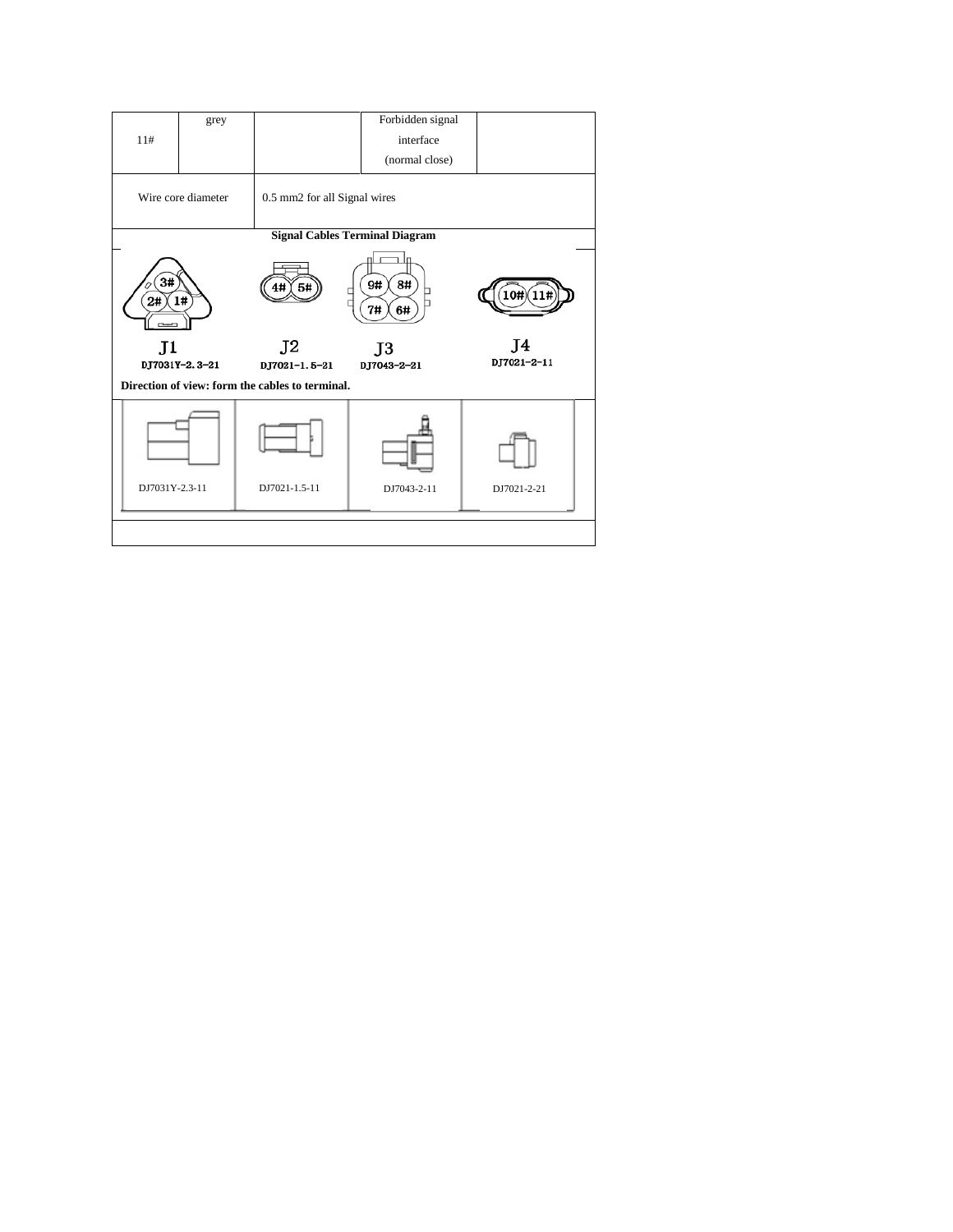| 11# | grey | | Forbidden signal interface (normal close) | |
|---|---|---|---|---|
| Wire core diameter | | 0.5 mm2 for all Signal wires | | |

**Signal Cables Terminal Diagram**

| J1 | J2 | J3 | J4 |
|---|---|---|---|
| 3#, 2#, 1# | 4#, 5# | 9#, 8#, 7#, 6# | 10#, 11# |
| DJ7031Y-2.3-21 | DJ7021-1.5-21 | DJ7043-2-21 | DJ7021-2-11 |

**Direction of view: form the cables to terminal.**

| DJ7031Y-2.3-11 | DJ7021-1.5-11 | DJ7043-2-11 | DJ7021-2-21 |
|---|---|---|---|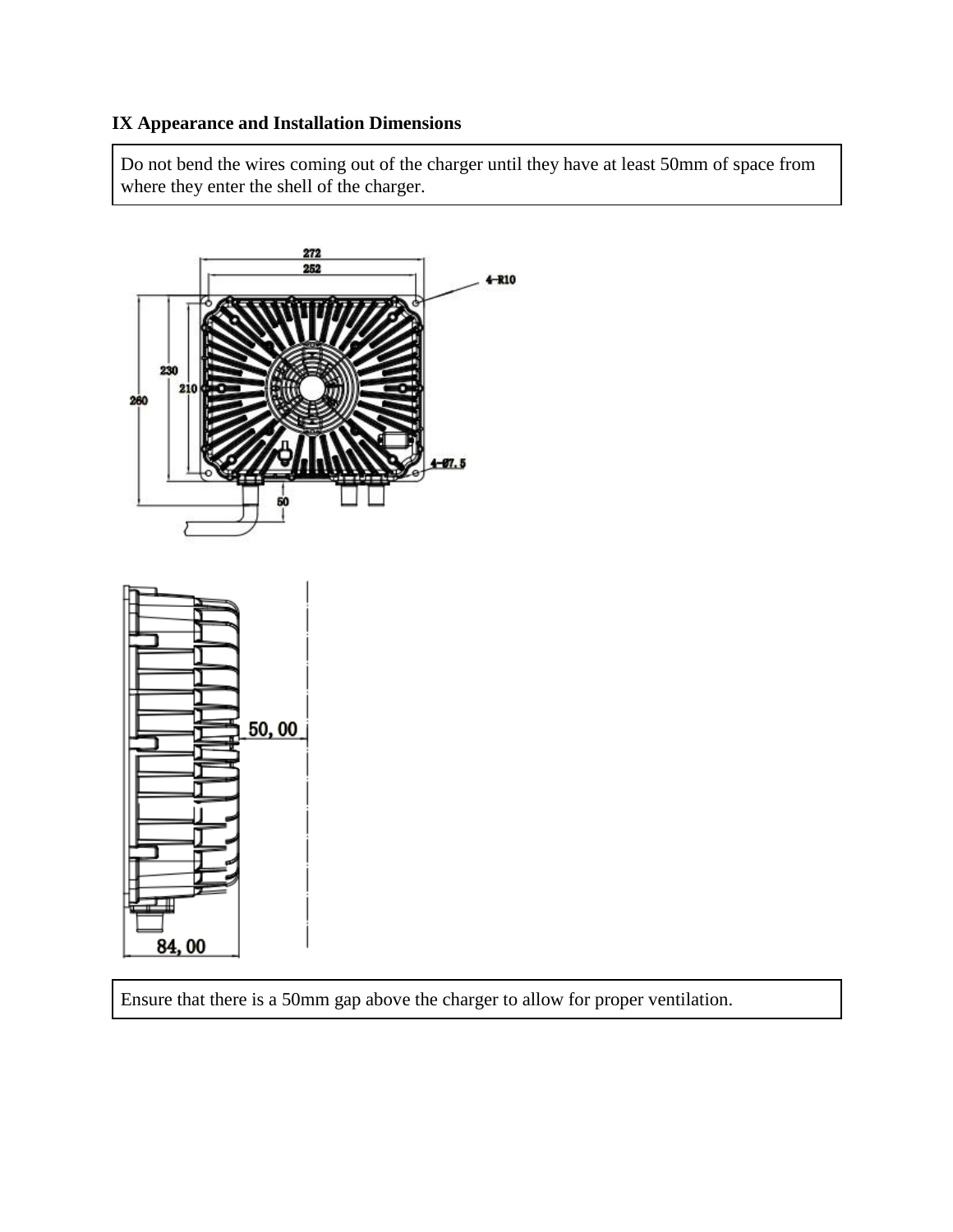**IX Appearance and Installation Dimensions**

Do not bend the wires coming out of the charger until they have at least 50mm of space from where they enter the shell of the charger.

Ensure that there is a 50mm gap above the charger to allow for proper ventilation.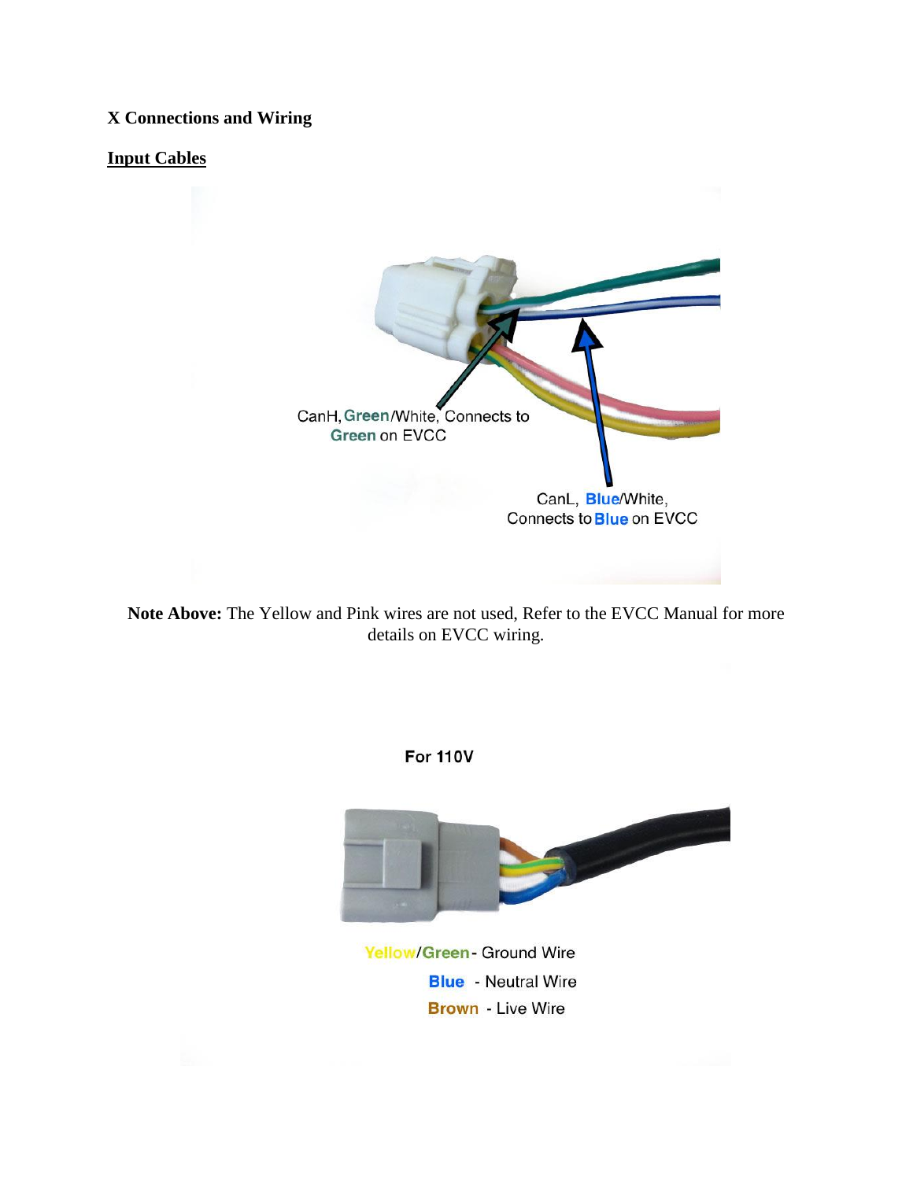**X Connections and Wiring**

**Input Cables**

CanH, Green/White, Connects to Green on EVCC

CanL, Blue/White, Connects to Blue on EVCC

**Note Above:** The Yellow and Pink wires are not used, Refer to the EVCC Manual for more details on EVCC wiring.

**For 110V**

Yellow/Green - Ground Wire

Blue - Neutral Wire

Brown - Live Wire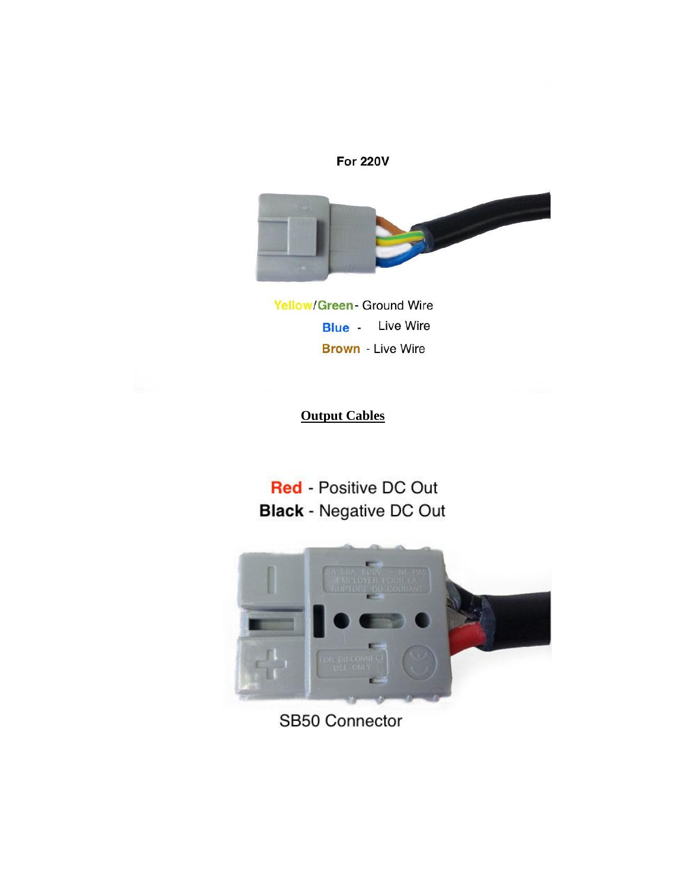For 220V

Yellow/Green - Ground Wire

Blue - Live Wire

Brown - Live Wire

**Output Cables**

**Red** - Positive DC Out

**Black** - Negative DC Out

SB50 Connector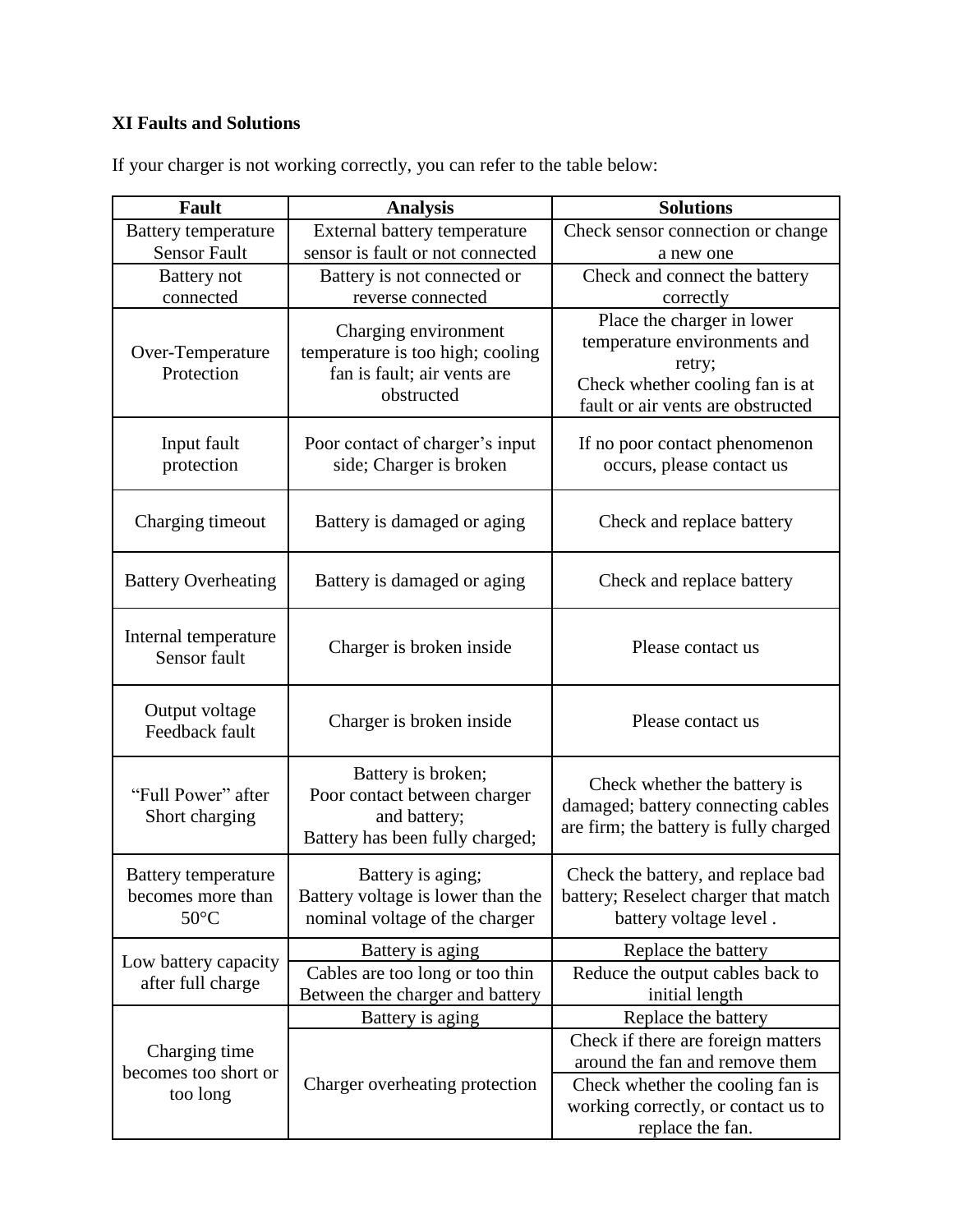**XI Faults and Solutions**

If your charger is not working correctly, you can refer to the table below:

| Fault | Analysis | Solutions |
|---|---|---|
| Battery temperature Sensor Fault | External battery temperature sensor is fault or not connected | Check sensor connection or change a new one |
| Battery not connected | Battery is not connected or reverse connected | Check and connect the battery correctly |
| Over-Temperature Protection | Charging environment temperature is too high; cooling fan is fault; air vents are obstructed | Place the charger in lower temperature environments and retry; Check whether cooling fan is at fault or air vents are obstructed |
| Input fault protection | Poor contact of charger's input side; Charger is broken | If no poor contact phenomenon occurs, please contact us |
| Charging timeout | Battery is damaged or aging | Check and replace battery |
| Battery Overheating | Battery is damaged or aging | Check and replace battery |
| Internal temperature Sensor fault | Charger is broken inside | Please contact us |
| Output voltage Feedback fault | Charger is broken inside | Please contact us |
| "Full Power" after Short charging | Battery is broken; Poor contact between charger and battery; Battery has been fully charged; | Check whether the battery is damaged; battery connecting cables are firm; the battery is fully charged |
| Battery temperature becomes more than 50°C | Battery is aging; Battery voltage is lower than the nominal voltage of the charger | Check the battery, and replace bad battery; Reselect charger that match battery voltage level . |
| Low battery capacity after full charge | Battery is aging | Replace the battery |
| | Cables are too long or too thin Between the charger and battery | Reduce the output cables back to initial length |
| Charging time becomes too short or too long | Battery is aging | Replace the battery |
| | Charger overheating protection | Check if there are foreign matters around the fan and remove them |
| | | Check whether the cooling fan is working correctly, or contact us to replace the fan. |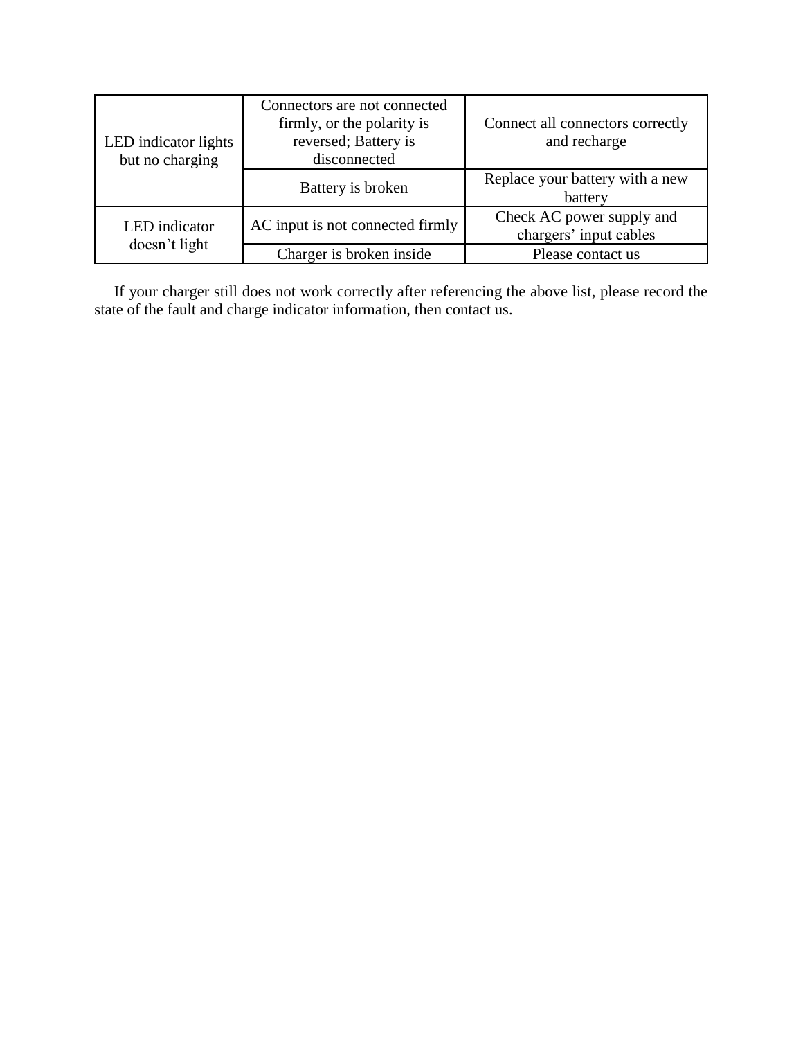| | | |
|---|---|---|
| LED indicator lights but no charging | Connectors are not connected firmly, or the polarity is reversed; Battery is disconnected | Connect all connectors correctly and recharge |
| | Battery is broken | Replace your battery with a new battery |
| LED indicator doesn't light | AC input is not connected firmly | Check AC power supply and chargers' input cables |
| | Charger is broken inside | Please contact us |

If your charger still does not work correctly after referencing the above list, please record the state of the fault and charge indicator information, then contact us.